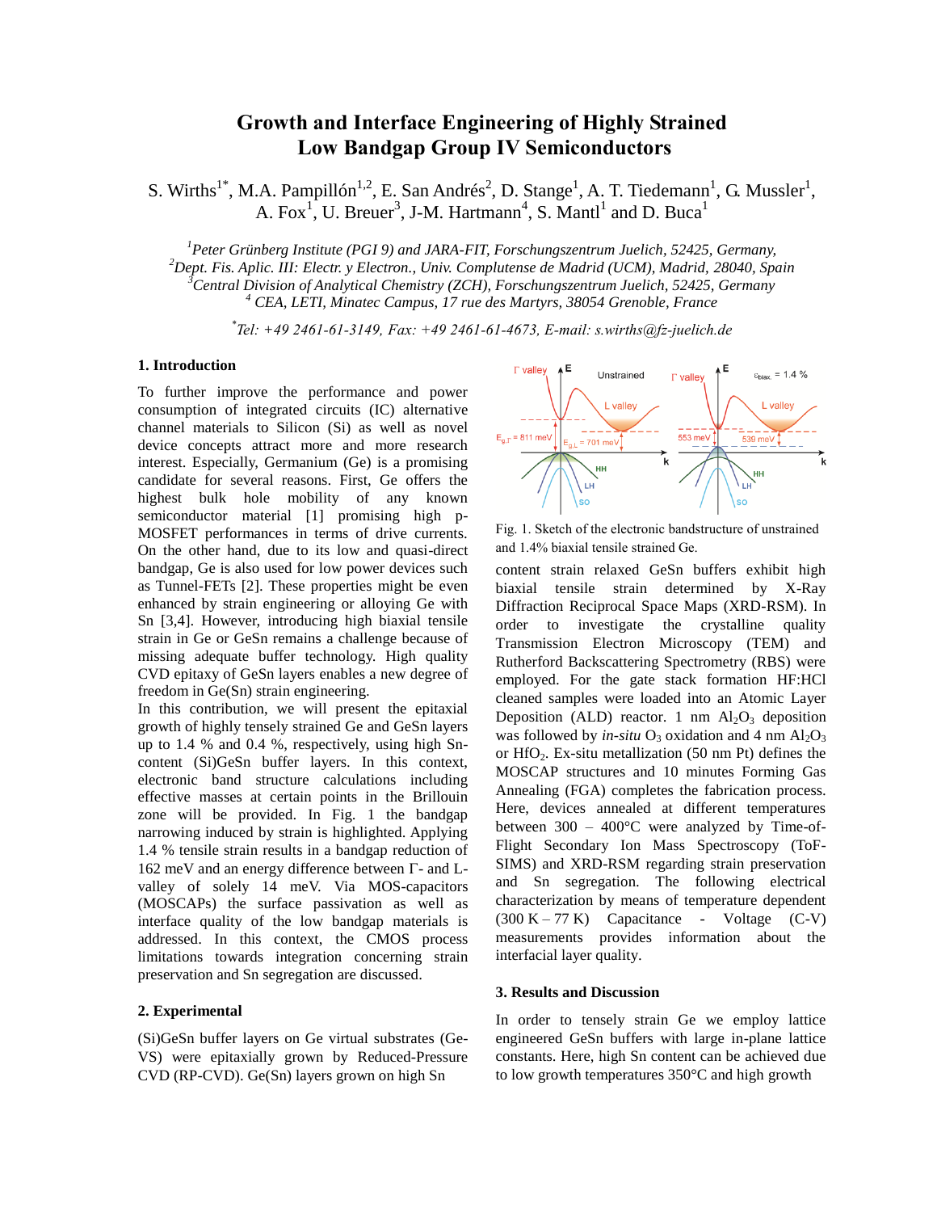# Growth and Interface Engineering of Highly Strained Low Bandgap Group IV Semiconductors

S. Wirths[1*], M.A. Pampillón[1,2], E. San Andrés[2], D. Stange[1], A. T. Tiedemann[1], G. Mussler[1], A. Fox[1], U. Breuer[3], J-M. Hartmann[4], S. Mantl[1] and D. Buca[1]

[1]*Peter Grünberg Institute (PGI 9) and JARA-FIT, Forschungszentrum Juelich, 52425, Germany,*
[2]*Dept. Fis. Aplic. III: Electr. y Electron., Univ. Complutense de Madrid (UCM), Madrid, 28040, Spain*
[3]*Central Division of Analytical Chemistry (ZCH), Forschungszentrum Juelich, 52425, Germany*
[4] *CEA, LETI, Minatec Campus, 17 rue des Martyrs, 38054 Grenoble, France*

[*]*Tel: +49 2461-61-3149, Fax: +49 2461-61-4673, E-mail: s.wirths@fz-juelich.de*

## 1. Introduction

To further improve the performance and power consumption of integrated circuits (IC) alternative channel materials to Silicon (Si) as well as novel device concepts attract more and more research interest. Especially, Germanium (Ge) is a promising candidate for several reasons. First, Ge offers the highest bulk hole mobility of any known semiconductor material [1] promising high p-MOSFET performances in terms of drive currents. On the other hand, due to its low and quasi-direct bandgap, Ge is also used for low power devices such as Tunnel-FETs [2]. These properties might be even enhanced by strain engineering or alloying Ge with Sn [3,4]. However, introducing high biaxial tensile strain in Ge or GeSn remains a challenge because of missing adequate buffer technology. High quality CVD epitaxy of GeSn layers enables a new degree of freedom in Ge(Sn) strain engineering.

In this contribution, we will present the epitaxial growth of highly tensely strained Ge and GeSn layers up to 1.4 % and 0.4 %, respectively, using high Sn-content (Si)GeSn buffer layers. In this context, electronic band structure calculations including effective masses at certain points in the Brillouin zone will be provided. In Fig. 1 the bandgap narrowing induced by strain is highlighted. Applying 1.4 % tensile strain results in a bandgap reduction of 162 meV and an energy difference between Γ- and L-valley of solely 14 meV. Via MOS-capacitors (MOSCAPs) the surface passivation as well as interface quality of the low bandgap materials is addressed. In this context, the CMOS process limitations towards integration concerning strain preservation and Sn segregation are discussed.

## 2. Experimental

(Si)GeSn buffer layers on Ge virtual substrates (Ge-VS) were epitaxially grown by Reduced-Pressure CVD (RP-CVD). Ge(Sn) layers grown on high Sn content strain relaxed GeSn buffers exhibit high biaxial tensile strain determined by X-Ray Diffraction Reciprocal Space Maps (XRD-RSM). In order to investigate the crystalline quality Transmission Electron Microscopy (TEM) and Rutherford Backscattering Spectrometry (RBS) were employed. For the gate stack formation HF:HCl cleaned samples were loaded into an Atomic Layer Deposition (ALD) reactor. 1 nm $Al_2O_3$ deposition was followed by *in-situ* $O_3$ oxidation and 4 nm $Al_2O_3$ or $HfO_2$. Ex-situ metallization (50 nm Pt) defines the MOSCAP structures and 10 minutes Forming Gas Annealing (FGA) completes the fabrication process. Here, devices annealed at different temperatures between 300 – 400°C were analyzed by Time-of-Flight Secondary Ion Mass Spectroscopy (ToF-SIMS) and XRD-RSM regarding strain preservation and Sn segregation. The following electrical characterization by means of temperature dependent (300 K – 77 K) Capacitance - Voltage (C-V) measurements provides information about the interfacial layer quality.

Fig. 1. Sketch of the electronic bandstructure of unstrained and 1.4% biaxial tensile strained Ge.

## 3. Results and Discussion

In order to tensely strain Ge we employ lattice engineered GeSn buffers with large in-plane lattice constants. Here, high Sn content can be achieved due to low growth temperatures 350°C and high growth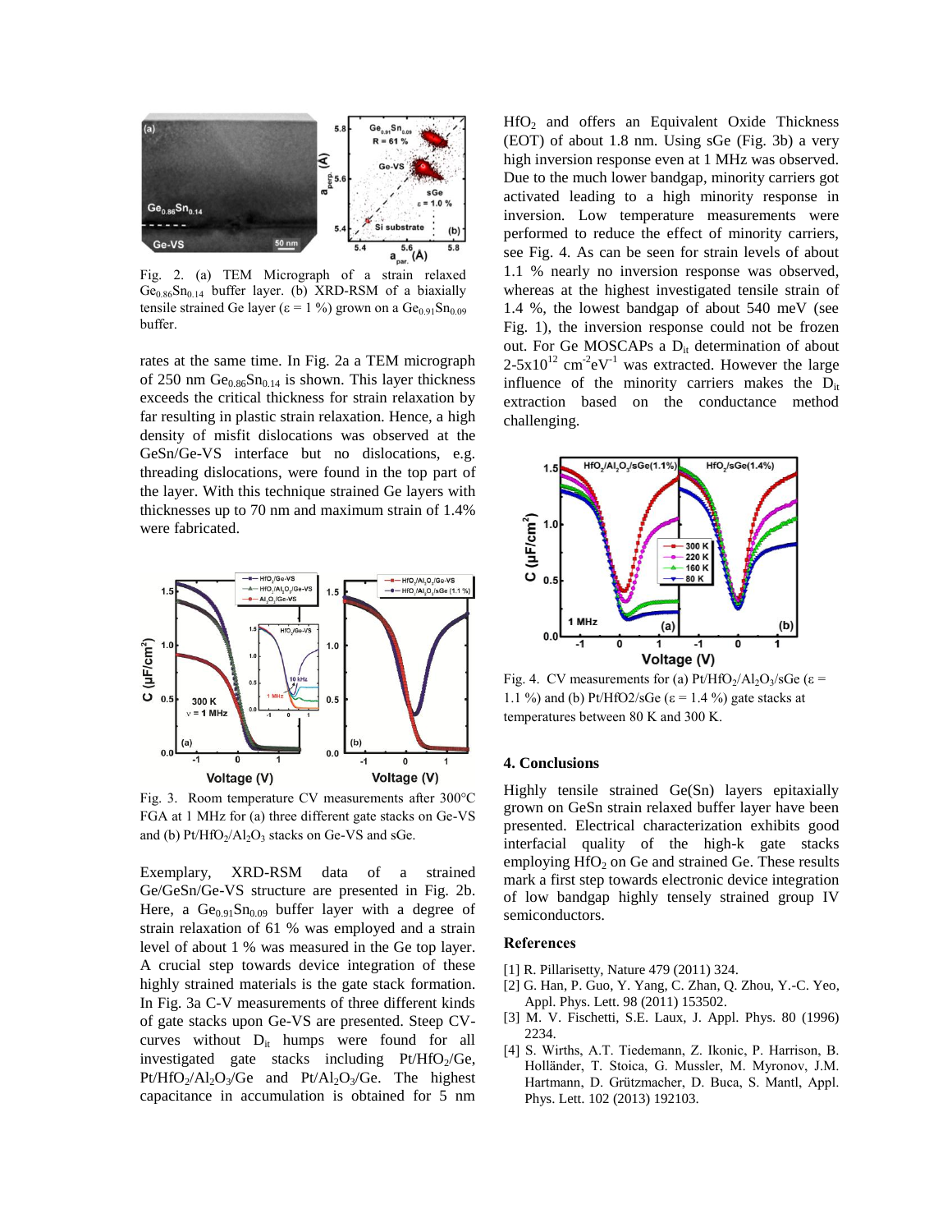(a)

$Ge_{0.86}Sn_{0.14}$

Ge-VS

50 nm

5.8

$Ge_{0.91}Sn_{0.09}$
R = 61 %

Ge-VS

$a_{perp.}$ (Å)

5.6

sGe
ε = 1.0 %

5.4

Si substrate

(b)

5.4 5.6 5.8

$a_{par.}$ (Å)

Fig. 2. (a) TEM Micrograph of a strain relaxed $Ge_{0.86}Sn_{0.14}$ buffer layer. (b) XRD-RSM of a biaxially tensile strained Ge layer (ε = 1 %) grown on a $Ge_{0.91}Sn_{0.09}$ buffer.

rates at the same time. In Fig. 2a a TEM micrograph of 250 nm $Ge_{0.86}Sn_{0.14}$ is shown. This layer thickness exceeds the critical thickness for strain relaxation by far resulting in plastic strain relaxation. Hence, a high density of misfit dislocations was observed at the GeSn/Ge-VS interface but no dislocations, e.g. threading dislocations, were found in the top part of the layer. With this technique strained Ge layers with thicknesses up to 70 nm and maximum strain of 1.4% were fabricated.

$HfO_2$/Ge-VS
$HfO_2/Al_2O_3$/Ge-VS
$Al_2O_3$/Ge-VS

$HfO_2/Al_2O_3$/Ge-VS
$HfO_2/Al_2O_3$/sGe (1.1 %)

$HfO_2$/Ge-VS

10 kHz

1 MHz

C (µF/cm²)

300 K
ν = 1 MHz

(a)

(b)

Voltage (V)

Voltage (V)

Fig. 3. Room temperature CV measurements after 300°C FGA at 1 MHz for (a) three different gate stacks on Ge-VS and (b) $Pt/HfO_2/Al_2O_3$ stacks on Ge-VS and sGe.

Exemplary, XRD-RSM data of a strained Ge/GeSn/Ge-VS structure are presented in Fig. 2b. Here, a $Ge_{0.91}Sn_{0.09}$ buffer layer with a degree of strain relaxation of 61 % was employed and a strain level of about 1 % was measured in the Ge top layer. A crucial step towards device integration of these highly strained materials is the gate stack formation. In Fig. 3a C-V measurements of three different kinds of gate stacks upon Ge-VS are presented. Steep CV-curves without $D_{it}$ humps were found for all investigated gate stacks including $Pt/HfO_2$/Ge, $Pt/HfO_2/Al_2O_3$/Ge and $Pt/Al_2O_3$/Ge. The highest capacitance in accumulation is obtained for 5 nm $HfO_2$ and offers an Equivalent Oxide Thickness (EOT) of about 1.8 nm. Using sGe (Fig. 3b) a very high inversion response even at 1 MHz was observed. Due to the much lower bandgap, minority carriers got activated leading to a high minority response in inversion. Low temperature measurements were performed to reduce the effect of minority carriers, see Fig. 4. As can be seen for strain levels of about 1.1 % nearly no inversion response was observed, whereas at the highest investigated tensile strain of 1.4 %, the lowest bandgap of about 540 meV (see Fig. 1), the inversion response could not be frozen out. For Ge MOSCAPs a $D_{it}$ determination of about $2\text{-}5\times10^{12}$ $cm^{-2}eV^{-1}$ was extracted. However the large influence of the minority carriers makes the $D_{it}$ extraction based on the conductance method challenging.

$HfO_2/Al_2O_3$/sGe(1.1%)

$HfO_2$/sGe(1.4%)

300 K
220 K
160 K
80 K

C (µF/cm²)

1 MHz

(a)

(b)

Voltage (V)

Fig. 4. CV measurements for (a) $Pt/HfO_2/Al_2O_3$/sGe (ε = 1.1 %) and (b) Pt/HfO2/sGe (ε = 1.4 %) gate stacks at temperatures between 80 K and 300 K.

## 4. Conclusions

Highly tensile strained Ge(Sn) layers epitaxially grown on GeSn strain relaxed buffer layer have been presented. Electrical characterization exhibits good interfacial quality of the high-k gate stacks employing $HfO_2$ on Ge and strained Ge. These results mark a first step towards electronic device integration of low bandgap highly tensely strained group IV semiconductors.

## References

[1] R. Pillarisetty, Nature 479 (2011) 324.

[2] G. Han, P. Guo, Y. Yang, C. Zhan, Q. Zhou, Y.-C. Yeo, Appl. Phys. Lett. 98 (2011) 153502.

[3] M. V. Fischetti, S.E. Laux, J. Appl. Phys. 80 (1996) 2234.

[4] S. Wirths, A.T. Tiedemann, Z. Ikonic, P. Harrison, B. Holländer, T. Stoica, G. Mussler, M. Myronov, J.M. Hartmann, D. Grützmacher, D. Buca, S. Mantl, Appl. Phys. Lett. 102 (2013) 192103.